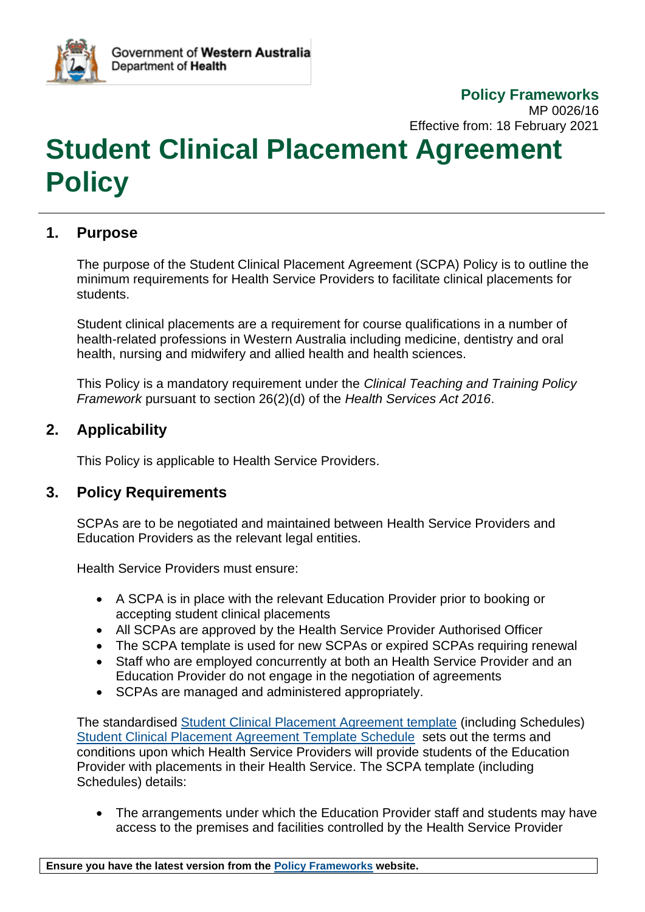Government of **Western Australia**
Department of **Health**

**Policy Frameworks**
MP 0026/16
Effective from: 18 February 2021

# Student Clinical Placement Agreement Policy

## 1. Purpose

The purpose of the Student Clinical Placement Agreement (SCPA) Policy is to outline the minimum requirements for Health Service Providers to facilitate clinical placements for students.

Student clinical placements are a requirement for course qualifications in a number of health-related professions in Western Australia including medicine, dentistry and oral health, nursing and midwifery and allied health and health sciences.

This Policy is a mandatory requirement under the *Clinical Teaching and Training Policy Framework* pursuant to section 26(2)(d) of the *Health Services Act 2016*.

## 2. Applicability

This Policy is applicable to Health Service Providers.

## 3. Policy Requirements

SCPAs are to be negotiated and maintained between Health Service Providers and Education Providers as the relevant legal entities.

Health Service Providers must ensure:

- A SCPA is in place with the relevant Education Provider prior to booking or accepting student clinical placements
- All SCPAs are approved by the Health Service Provider Authorised Officer
- The SCPA template is used for new SCPAs or expired SCPAs requiring renewal
- Staff who are employed concurrently at both an Health Service Provider and an Education Provider do not engage in the negotiation of agreements
- SCPAs are managed and administered appropriately.

The standardised Student Clinical Placement Agreement template (including Schedules) Student Clinical Placement Agreement Template Schedule sets out the terms and conditions upon which Health Service Providers will provide students of the Education Provider with placements in their Health Service. The SCPA template (including Schedules) details:

- The arrangements under which the Education Provider staff and students may have access to the premises and facilities controlled by the Health Service Provider

**Ensure you have the latest version from the Policy Frameworks website.**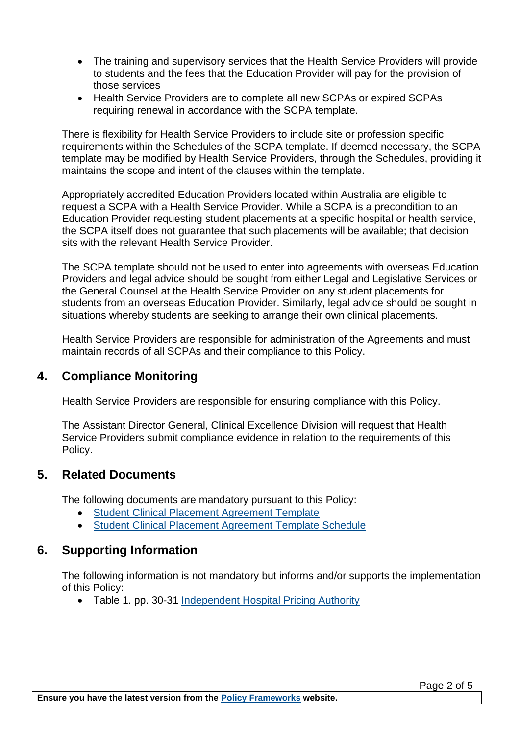- The training and supervisory services that the Health Service Providers will provide to students and the fees that the Education Provider will pay for the provision of those services
- Health Service Providers are to complete all new SCPAs or expired SCPAs requiring renewal in accordance with the SCPA template.

There is flexibility for Health Service Providers to include site or profession specific requirements within the Schedules of the SCPA template. If deemed necessary, the SCPA template may be modified by Health Service Providers, through the Schedules, providing it maintains the scope and intent of the clauses within the template.

Appropriately accredited Education Providers located within Australia are eligible to request a SCPA with a Health Service Provider. While a SCPA is a precondition to an Education Provider requesting student placements at a specific hospital or health service, the SCPA itself does not guarantee that such placements will be available; that decision sits with the relevant Health Service Provider.

The SCPA template should not be used to enter into agreements with overseas Education Providers and legal advice should be sought from either Legal and Legislative Services or the General Counsel at the Health Service Provider on any student placements for students from an overseas Education Provider. Similarly, legal advice should be sought in situations whereby students are seeking to arrange their own clinical placements.

Health Service Providers are responsible for administration of the Agreements and must maintain records of all SCPAs and their compliance to this Policy.

## 4. Compliance Monitoring

Health Service Providers are responsible for ensuring compliance with this Policy.

The Assistant Director General, Clinical Excellence Division will request that Health Service Providers submit compliance evidence in relation to the requirements of this Policy.

## 5. Related Documents

The following documents are mandatory pursuant to this Policy:

- Student Clinical Placement Agreement Template
- Student Clinical Placement Agreement Template Schedule

## 6. Supporting Information

The following information is not mandatory but informs and/or supports the implementation of this Policy:

- Table 1. pp. 30-31 Independent Hospital Pricing Authority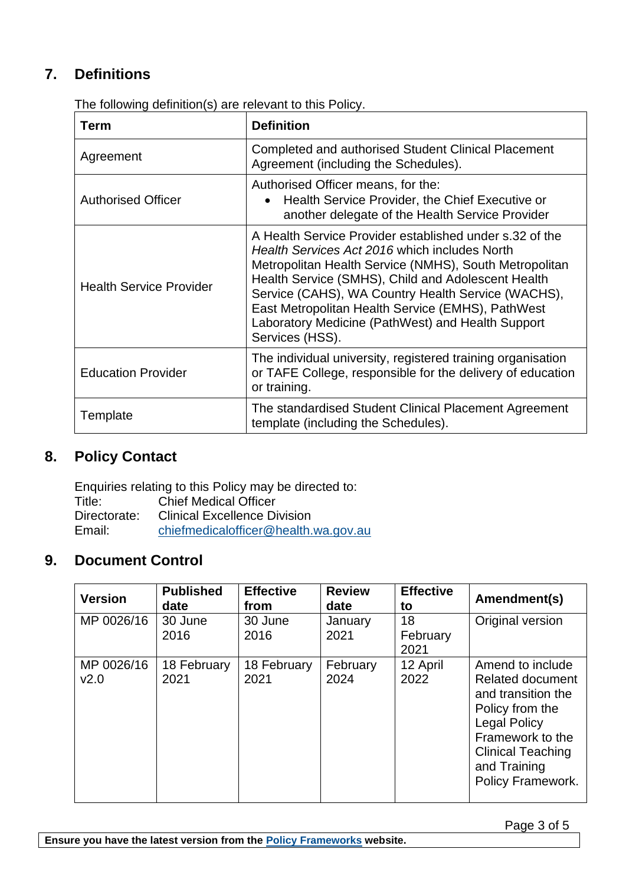## 7. Definitions

The following definition(s) are relevant to this Policy.

| Term | Definition |
|---|---|
| Agreement | Completed and authorised Student Clinical Placement Agreement (including the Schedules). |
| Authorised Officer | Authorised Officer means, for the: <br>• Health Service Provider, the Chief Executive or another delegate of the Health Service Provider |
| Health Service Provider | A Health Service Provider established under s.32 of the *Health Services Act 2016* which includes North Metropolitan Health Service (NMHS), South Metropolitan Health Service (SMHS), Child and Adolescent Health Service (CAHS), WA Country Health Service (WACHS), East Metropolitan Health Service (EMHS), PathWest Laboratory Medicine (PathWest) and Health Support Services (HSS). |
| Education Provider | The individual university, registered training organisation or TAFE College, responsible for the delivery of education or training. |
| Template | The standardised Student Clinical Placement Agreement template (including the Schedules). |

## 8. Policy Contact

Enquiries relating to this Policy may be directed to:

Title: Chief Medical Officer
Directorate: Clinical Excellence Division
Email: chiefmedicalofficer@health.wa.gov.au

## 9. Document Control

| Version | Published date | Effective from | Review date | Effective to | Amendment(s) |
|---|---|---|---|---|---|
| MP 0026/16 | 30 June 2016 | 30 June 2016 | January 2021 | 18 February 2021 | Original version |
| MP 0026/16 v2.0 | 18 February 2021 | 18 February 2021 | February 2024 | 12 April 2022 | Amend to include Related document and transition the Policy from the Legal Policy Framework to the Clinical Teaching and Training Policy Framework. |

**Ensure you have the latest version from the Policy Frameworks website.**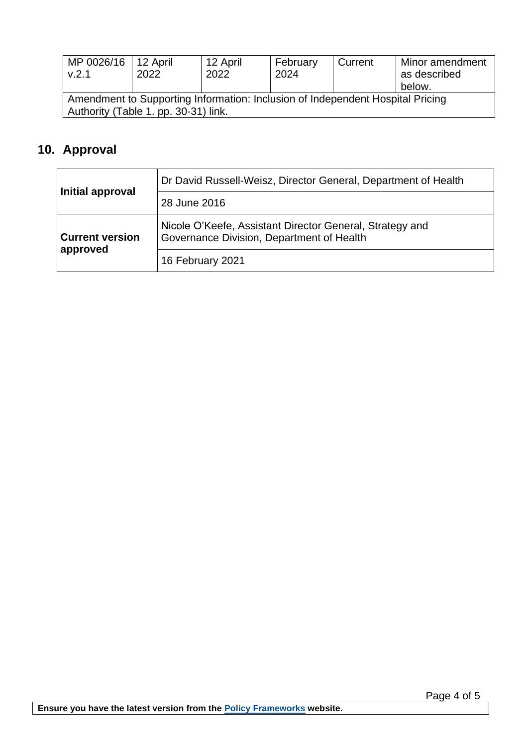| MP 0026/16 v.2.1 | 12 April 2022 | 12 April 2022 | February 2024 | Current | Minor amendment as described below. |
|---|---|---|---|---|---|
| Amendment to Supporting Information: Inclusion of Independent Hospital Pricing Authority (Table 1. pp. 30-31) link. | | | | | |

## 10. Approval

| **Initial approval** | Dr David Russell-Weisz, Director General, Department of Health |
|---|---|
| | 28 June 2016 |
| **Current version approved** | Nicole O'Keefe, Assistant Director General, Strategy and Governance Division, Department of Health |
| | 16 February 2021 |

**Ensure you have the latest version from the Policy Frameworks website.**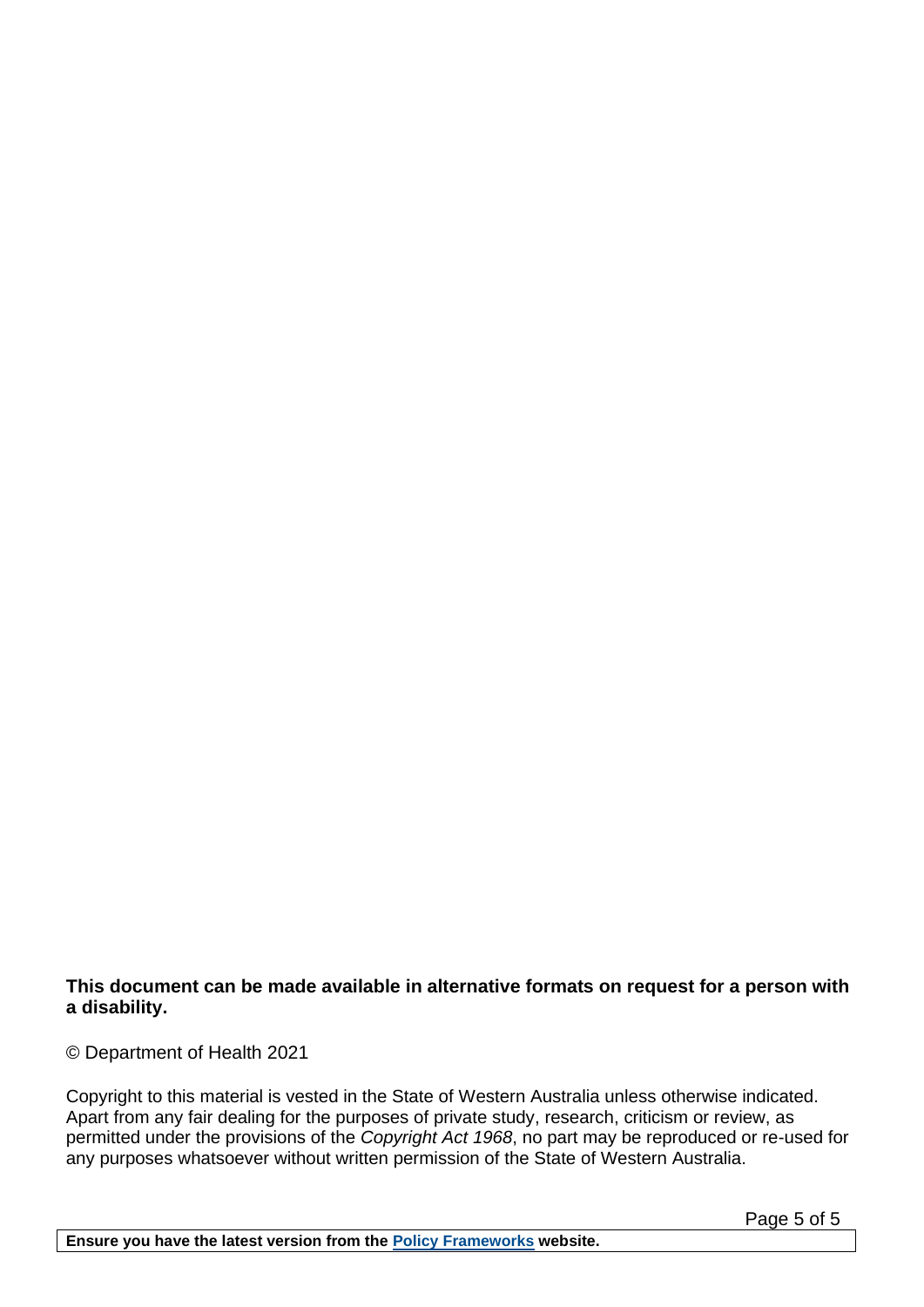**This document can be made available in alternative formats on request for a person with a disability.**

© Department of Health 2021

Copyright to this material is vested in the State of Western Australia unless otherwise indicated. Apart from any fair dealing for the purposes of private study, research, criticism or review, as permitted under the provisions of the *Copyright Act 1968*, no part may be reproduced or re-used for any purposes whatsoever without written permission of the State of Western Australia.